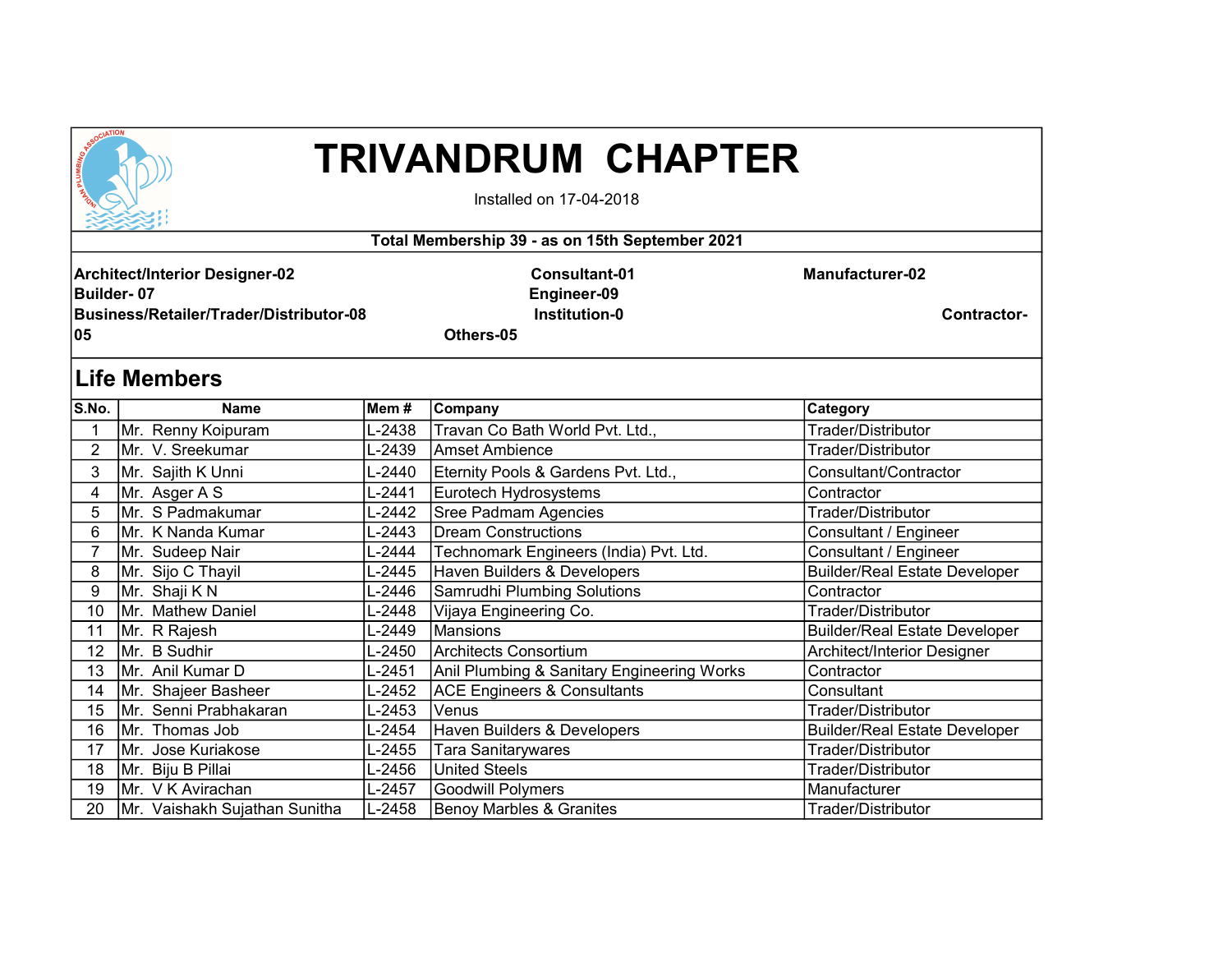# TRIVANDRUM CHAPTER

Installed on 17-04-2018

**Total Membership 39 - as on 15th September 2021**

**Architect/Interior Designer-02** **Consultant-01** **Manufacturer-02**
**Builder- 07** **Engineer-09**
**Business/Retailer/Trader/Distributor-08** **Institution-0** **Contractor-05**
**Others-05**

## Life Members

| S.No. | Name | Mem # | Company | Category |
|---|---|---|---|---|
| 1 | Mr. Renny Koipuram | L-2438 | Travan Co Bath World Pvt. Ltd., | Trader/Distributor |
| 2 | Mr. V. Sreekumar | L-2439 | Amset Ambience | Trader/Distributor |
| 3 | Mr. Sajith K Unni | L-2440 | Eternity Pools & Gardens Pvt. Ltd., | Consultant/Contractor |
| 4 | Mr. Asger A S | L-2441 | Eurotech Hydrosystems | Contractor |
| 5 | Mr. S Padmakumar | L-2442 | Sree Padmam Agencies | Trader/Distributor |
| 6 | Mr. K Nanda Kumar | L-2443 | Dream Constructions | Consultant / Engineer |
| 7 | Mr. Sudeep Nair | L-2444 | Technomark Engineers (India) Pvt. Ltd. | Consultant / Engineer |
| 8 | Mr. Sijo C Thayil | L-2445 | Haven Builders & Developers | Builder/Real Estate Developer |
| 9 | Mr. Shaji K N | L-2446 | Samrudhi Plumbing Solutions | Contractor |
| 10 | Mr. Mathew Daniel | L-2448 | Vijaya Engineering Co. | Trader/Distributor |
| 11 | Mr. R Rajesh | L-2449 | Mansions | Builder/Real Estate Developer |
| 12 | Mr. B Sudhir | L-2450 | Architects Consortium | Architect/Interior Designer |
| 13 | Mr. Anil Kumar D | L-2451 | Anil Plumbing & Sanitary Engineering Works | Contractor |
| 14 | Mr. Shajeer Basheer | L-2452 | ACE Engineers & Consultants | Consultant |
| 15 | Mr. Senni Prabhakaran | L-2453 | Venus | Trader/Distributor |
| 16 | Mr. Thomas Job | L-2454 | Haven Builders & Developers | Builder/Real Estate Developer |
| 17 | Mr. Jose Kuriakose | L-2455 | Tara Sanitarywares | Trader/Distributor |
| 18 | Mr. Biju B Pillai | L-2456 | United Steels | Trader/Distributor |
| 19 | Mr. V K Avirachan | L-2457 | Goodwill Polymers | Manufacturer |
| 20 | Mr. Vaishakh Sujathan Sunitha | L-2458 | Benoy Marbles & Granites | Trader/Distributor |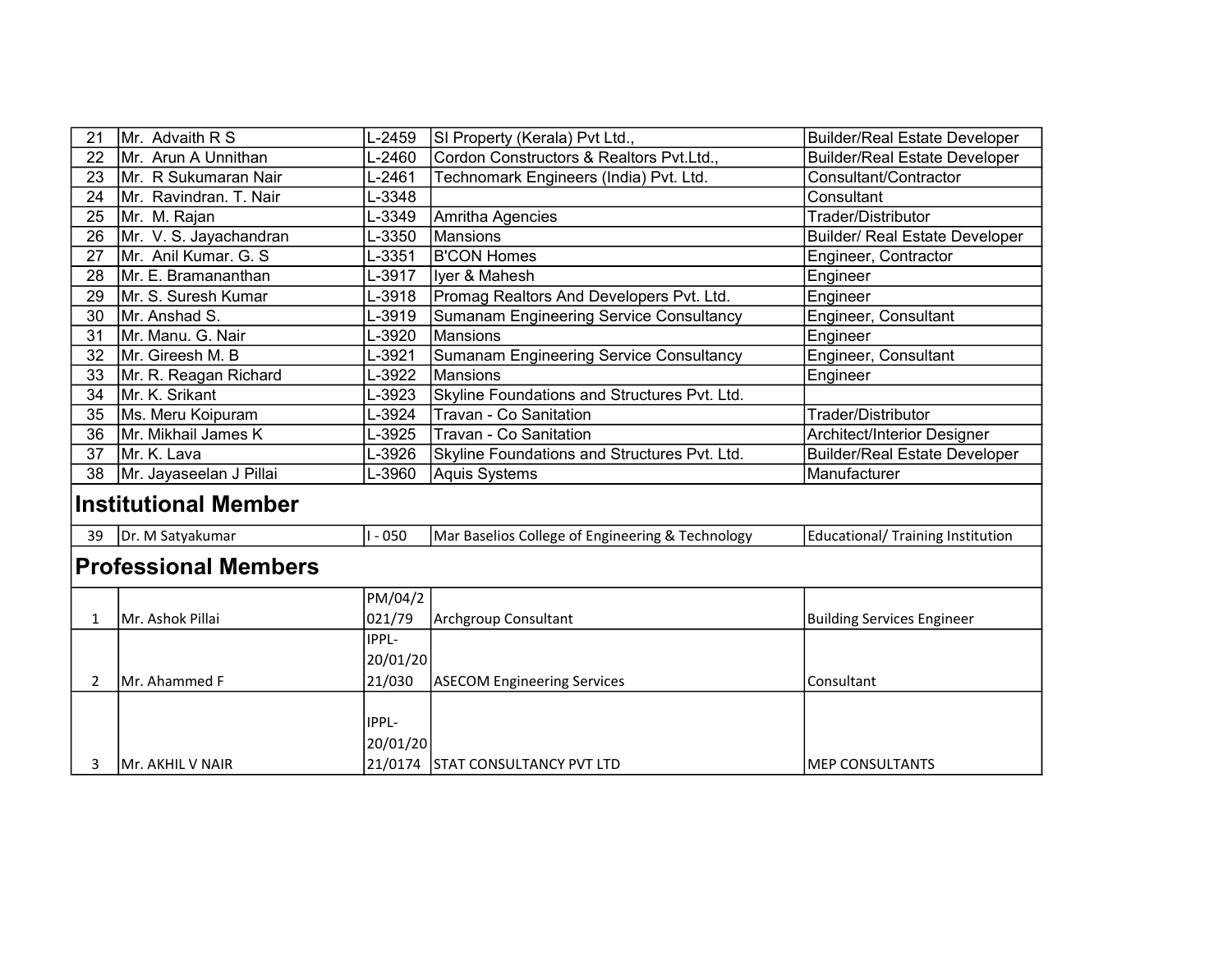| 21 | Mr. Advaith R S | L-2459 | SI Property (Kerala) Pvt Ltd., | Builder/Real Estate Developer |
|---|---|---|---|---|
| 22 | Mr. Arun A Unnithan | L-2460 | Cordon Constructors & Realtors Pvt.Ltd., | Builder/Real Estate Developer |
| 23 | Mr. R Sukumaran Nair | L-2461 | Technomark Engineers (India) Pvt. Ltd. | Consultant/Contractor |
| 24 | Mr. Ravindran. T. Nair | L-3348 | | Consultant |
| 25 | Mr. M. Rajan | L-3349 | Amritha Agencies | Trader/Distributor |
| 26 | Mr. V. S. Jayachandran | L-3350 | Mansions | Builder/ Real Estate Developer |
| 27 | Mr. Anil Kumar. G. S | L-3351 | B'CON Homes | Engineer, Contractor |
| 28 | Mr. E. Bramananthan | L-3917 | Iyer & Mahesh | Engineer |
| 29 | Mr. S. Suresh Kumar | L-3918 | Promag Realtors And Developers Pvt. Ltd. | Engineer |
| 30 | Mr. Anshad S. | L-3919 | Sumanam Engineering Service Consultancy | Engineer, Consultant |
| 31 | Mr. Manu. G. Nair | L-3920 | Mansions | Engineer |
| 32 | Mr. Gireesh M. B | L-3921 | Sumanam Engineering Service Consultancy | Engineer, Consultant |
| 33 | Mr. R. Reagan Richard | L-3922 | Mansions | Engineer |
| 34 | Mr. K. Srikant | L-3923 | Skyline Foundations and Structures Pvt. Ltd. | |
| 35 | Ms. Meru Koipuram | L-3924 | Travan - Co Sanitation | Trader/Distributor |
| 36 | Mr. Mikhail James K | L-3925 | Travan - Co Sanitation | Architect/Interior Designer |
| 37 | Mr. K. Lava | L-3926 | Skyline Foundations and Structures Pvt. Ltd. | Builder/Real Estate Developer |
| 38 | Mr. Jayaseelan J Pillai | L-3960 | Aquis Systems | Manufacturer |

## Institutional Member

| 39 | Dr. M Satyakumar | I - 050 | Mar Baselios College of Engineering & Technology | Educational/ Training Institution |
|---|---|---|---|---|

## Professional Members

| 1 | Mr. Ashok Pillai | PM/04/2021/79 | Archgroup Consultant | Building Services Engineer |
|---|---|---|---|---|
| 2 | Mr. Ahammed F | IPPL-20/01/2021/030 | ASECOM Engineering Services | Consultant |
| 3 | Mr. AKHIL V NAIR | IPPL-20/01/2021/0174 | STAT CONSULTANCY PVT LTD | MEP CONSULTANTS |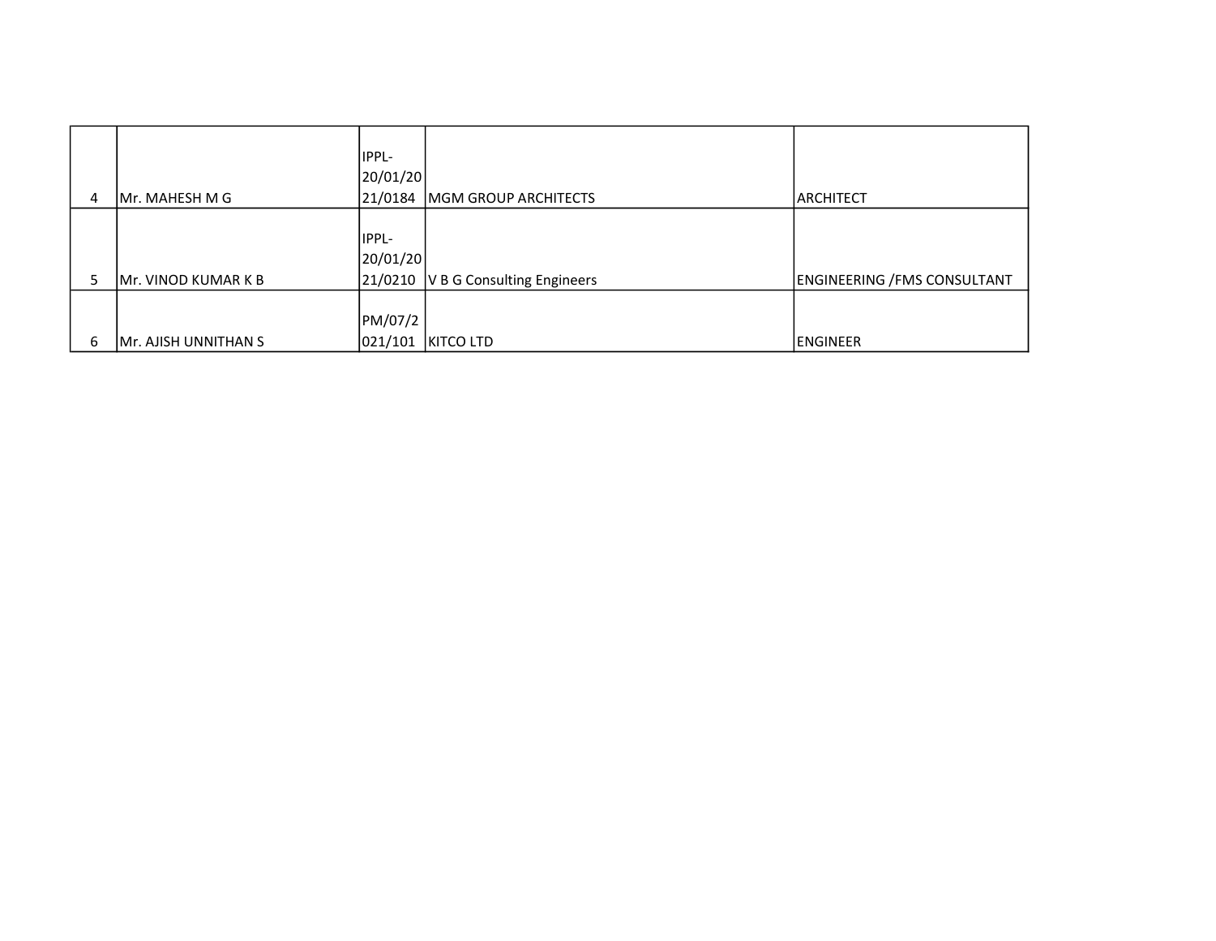| | | | | |
|---|---|---|---|---|
| 4 | Mr. MAHESH M G | IPPL-20/01/2021/0184 | MGM GROUP ARCHITECTS | ARCHITECT |
| 5 | Mr. VINOD KUMAR K B | IPPL-20/01/2021/0210 | V B G Consulting Engineers | ENGINEERING /FMS CONSULTANT |
| 6 | Mr. AJISH UNNITHAN S | PM/07/2021/101 | KITCO LTD | ENGINEER |